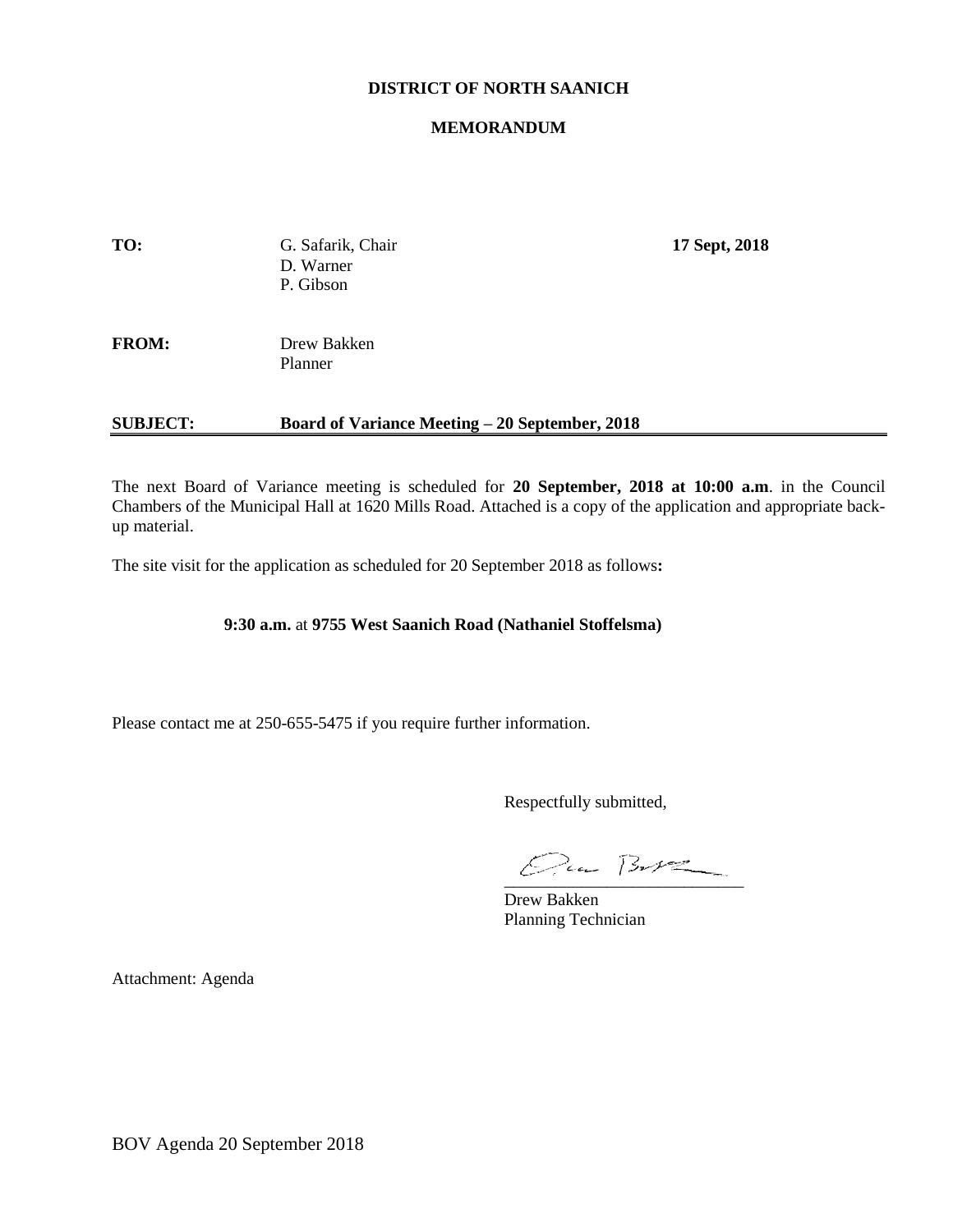**DISTRICT OF NORTH SAANICH**

**MEMORANDUM**

**TO:** G. Safarik, Chair
D. Warner
P. Gibson

**17 Sept, 2018**

**FROM:** Drew Bakken
Planner

**SUBJECT: Board of Variance Meeting – 20 September, 2018**

---

The next Board of Variance meeting is scheduled for **20 September, 2018 at 10:00 a.m**. in the Council Chambers of the Municipal Hall at 1620 Mills Road. Attached is a copy of the application and appropriate back-up material.

The site visit for the application as scheduled for 20 September 2018 as follows**:**

**9:30 a.m.** at **9755 West Saanich Road (Nathaniel Stoffelsma)**

Please contact me at 250-655-5475 if you require further information.

Respectfully submitted,

Drew Bakken
Planning Technician

Attachment: Agenda

BOV Agenda 20 September 2018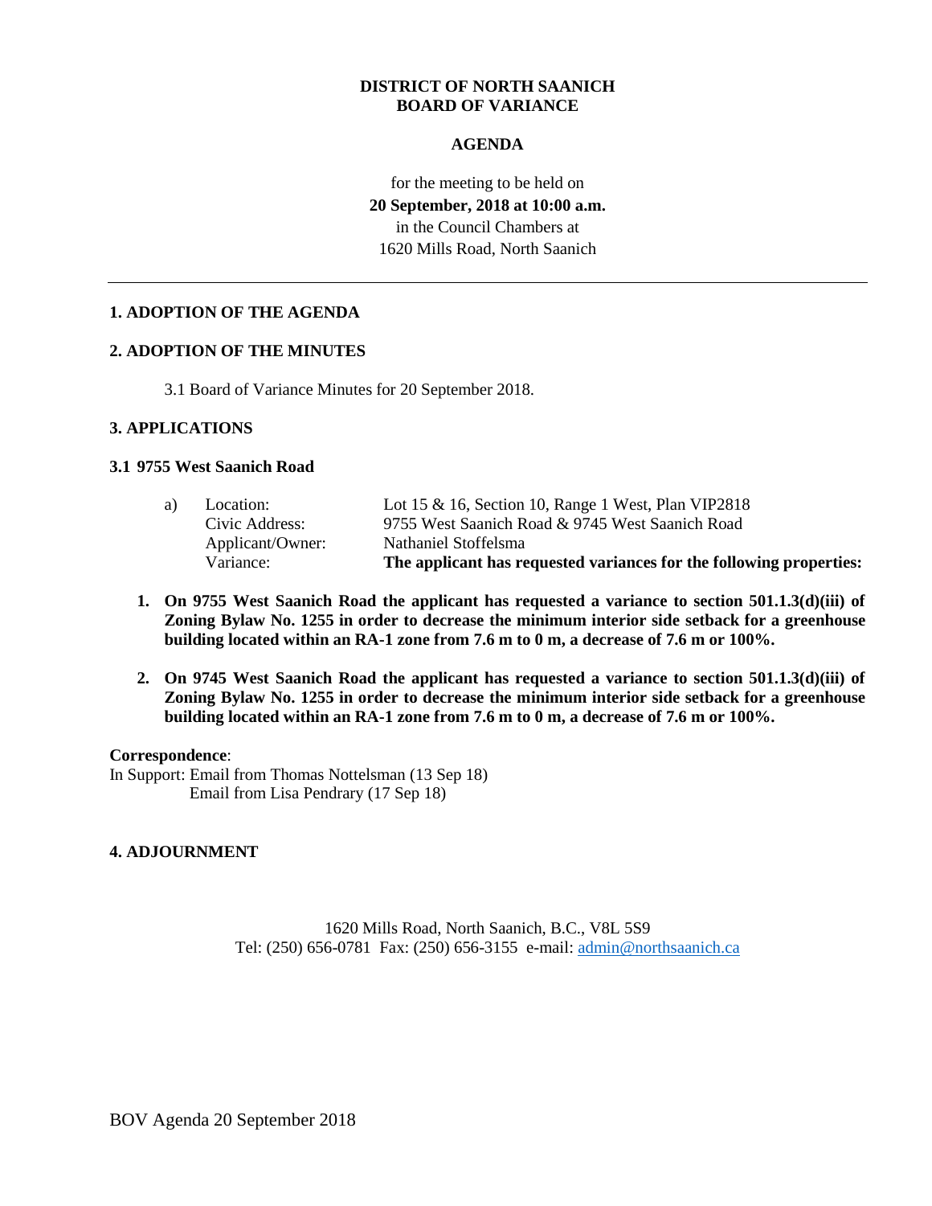**DISTRICT OF NORTH SAANICH**
**BOARD OF VARIANCE**

**AGENDA**

for the meeting to be held on
**20 September, 2018 at 10:00 a.m.**
in the Council Chambers at
1620 Mills Road, North Saanich

---

## 1. ADOPTION OF THE AGENDA

## 2. ADOPTION OF THE MINUTES

3.1 Board of Variance Minutes for 20 September 2018.

## 3. APPLICATIONS

### 3.1 9755 West Saanich Road

| | | |
|---|---|---|
| a) | Location: | Lot 15 & 16, Section 10, Range 1 West, Plan VIP2818 |
| | Civic Address: | 9755 West Saanich Road & 9745 West Saanich Road |
| | Applicant/Owner: | Nathaniel Stoffelsma |
| | Variance: | **The applicant has requested variances for the following properties:** |

1. **On 9755 West Saanich Road the applicant has requested a variance to section 501.1.3(d)(iii) of Zoning Bylaw No. 1255 in order to decrease the minimum interior side setback for a greenhouse building located within an RA-1 zone from 7.6 m to 0 m, a decrease of 7.6 m or 100%.**

2. **On 9745 West Saanich Road the applicant has requested a variance to section 501.1.3(d)(iii) of Zoning Bylaw No. 1255 in order to decrease the minimum interior side setback for a greenhouse building located within an RA-1 zone from 7.6 m to 0 m, a decrease of 7.6 m or 100%.**

**Correspondence**:
In Support: Email from Thomas Nottelsman (13 Sep 18)
Email from Lisa Pendrary (17 Sep 18)

## 4. ADJOURNMENT

1620 Mills Road, North Saanich, B.C., V8L 5S9
Tel: (250) 656-0781 Fax: (250) 656-3155 e-mail: admin@northsaanich.ca